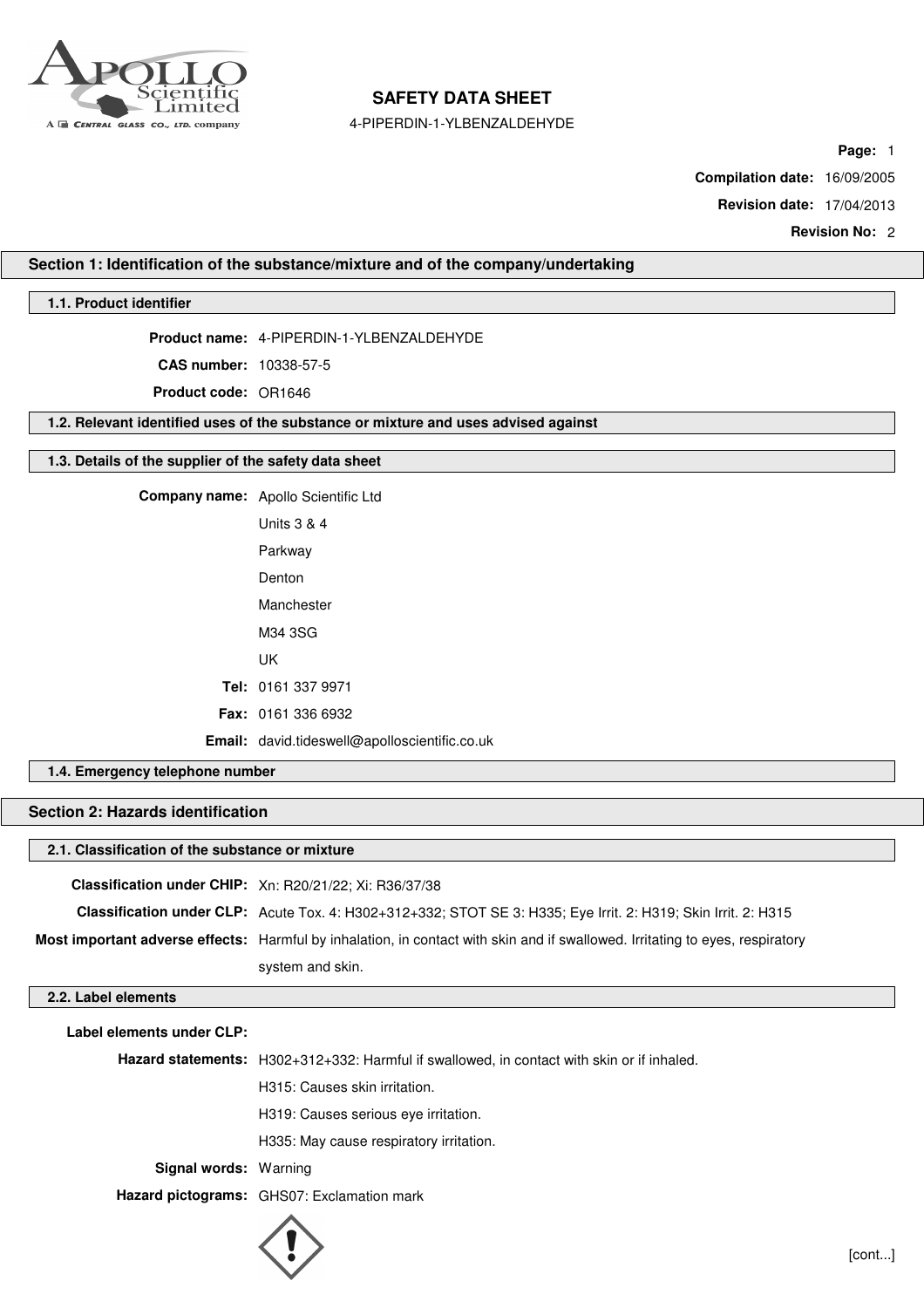# SAFETY DATA SHEET

4-PIPERDIN-1-YLBENZALDEHYDE

**Compilation date:** 16/09/2005

**Revision date:** 17/04/2013

**Revision No:** 2

## Section 1: Identification of the substance/mixture and of the company/undertaking

### 1.1. Product identifier

**Product name:** 4-PIPERDIN-1-YLBENZALDEHYDE

**CAS number:** 10338-57-5

**Product code:** OR1646

### 1.2. Relevant identified uses of the substance or mixture and uses advised against

### 1.3. Details of the supplier of the safety data sheet

**Company name:** Apollo Scientific Ltd
Units 3 & 4
Parkway
Denton
Manchester
M34 3SG
UK

**Tel:** 0161 337 9971

**Fax:** 0161 336 6932

**Email:** david.tideswell@apolloscientific.co.uk

### 1.4. Emergency telephone number

## Section 2: Hazards identification

### 2.1. Classification of the substance or mixture

**Classification under CHIP:** Xn: R20/21/22; Xi: R36/37/38

**Classification under CLP:** Acute Tox. 4: H302+312+332; STOT SE 3: H335; Eye Irrit. 2: H319; Skin Irrit. 2: H315

**Most important adverse effects:** Harmful by inhalation, in contact with skin and if swallowed. Irritating to eyes, respiratory system and skin.

### 2.2. Label elements

**Label elements under CLP:**

**Hazard statements:** H302+312+332: Harmful if swallowed, in contact with skin or if inhaled.
H315: Causes skin irritation.
H319: Causes serious eye irritation.
H335: May cause respiratory irritation.

**Signal words:** Warning

**Hazard pictograms:** GHS07: Exclamation mark

[cont...]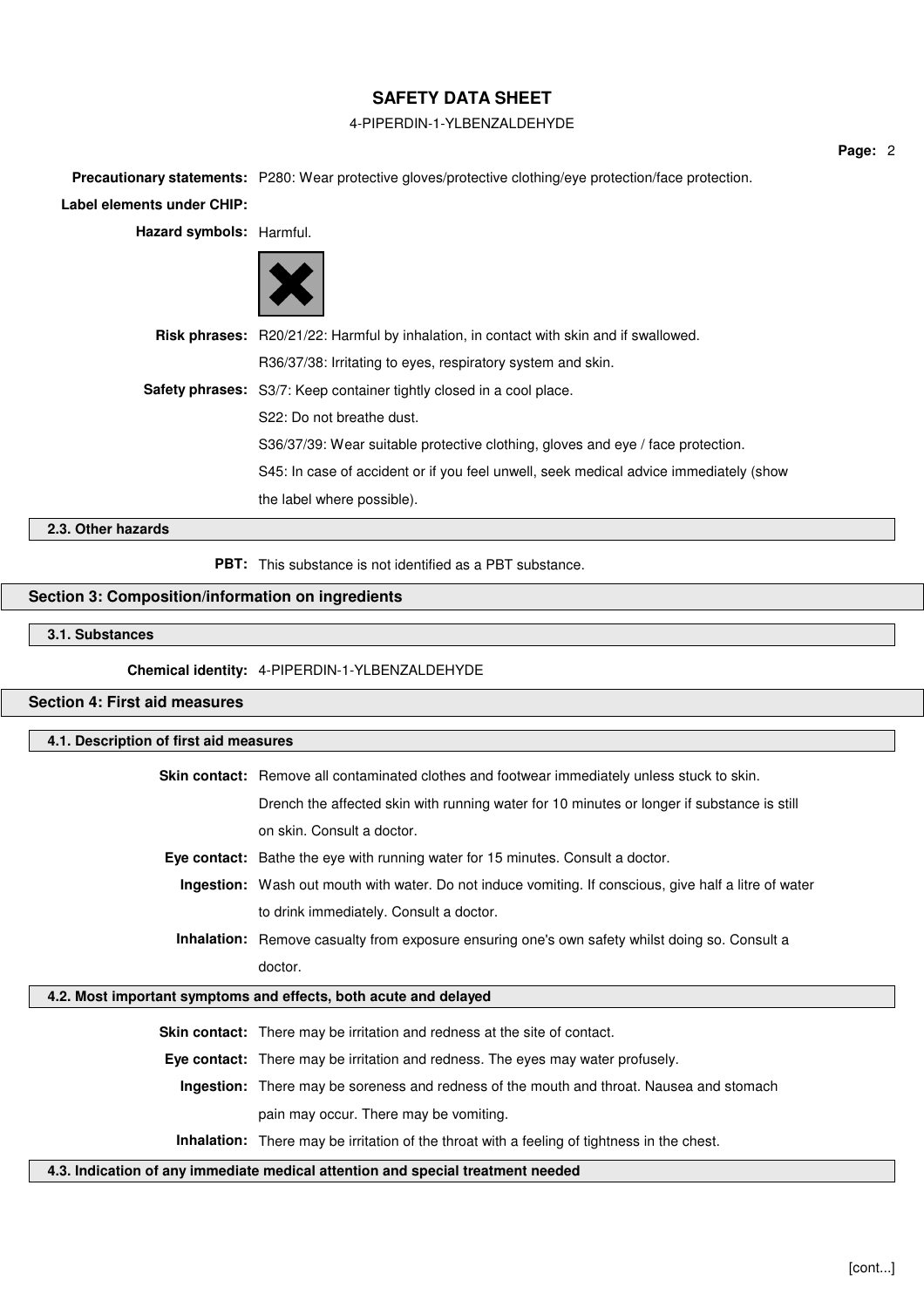**Precautionary statements:** P280: Wear protective gloves/protective clothing/eye protection/face protection.

**Label elements under CHIP:**

**Hazard symbols:** Harmful.

**Risk phrases:** R20/21/22: Harmful by inhalation, in contact with skin and if swallowed.

R36/37/38: Irritating to eyes, respiratory system and skin.

**Safety phrases:** S3/7: Keep container tightly closed in a cool place.

S22: Do not breathe dust.

S36/37/39: Wear suitable protective clothing, gloves and eye / face protection.

S45: In case of accident or if you feel unwell, seek medical advice immediately (show the label where possible).

### 2.3. Other hazards

**PBT:** This substance is not identified as a PBT substance.

## Section 3: Composition/information on ingredients

### 3.1. Substances

**Chemical identity:** 4-PIPERDIN-1-YLBENZALDEHYDE

## Section 4: First aid measures

### 4.1. Description of first aid measures

**Skin contact:** Remove all contaminated clothes and footwear immediately unless stuck to skin. Drench the affected skin with running water for 10 minutes or longer if substance is still on skin. Consult a doctor.

**Eye contact:** Bathe the eye with running water for 15 minutes. Consult a doctor.

**Ingestion:** Wash out mouth with water. Do not induce vomiting. If conscious, give half a litre of water to drink immediately. Consult a doctor.

**Inhalation:** Remove casualty from exposure ensuring one's own safety whilst doing so. Consult a doctor.

### 4.2. Most important symptoms and effects, both acute and delayed

**Skin contact:** There may be irritation and redness at the site of contact.

**Eye contact:** There may be irritation and redness. The eyes may water profusely.

**Ingestion:** There may be soreness and redness of the mouth and throat. Nausea and stomach pain may occur. There may be vomiting.

**Inhalation:** There may be irritation of the throat with a feeling of tightness in the chest.

### 4.3. Indication of any immediate medical attention and special treatment needed

[cont...]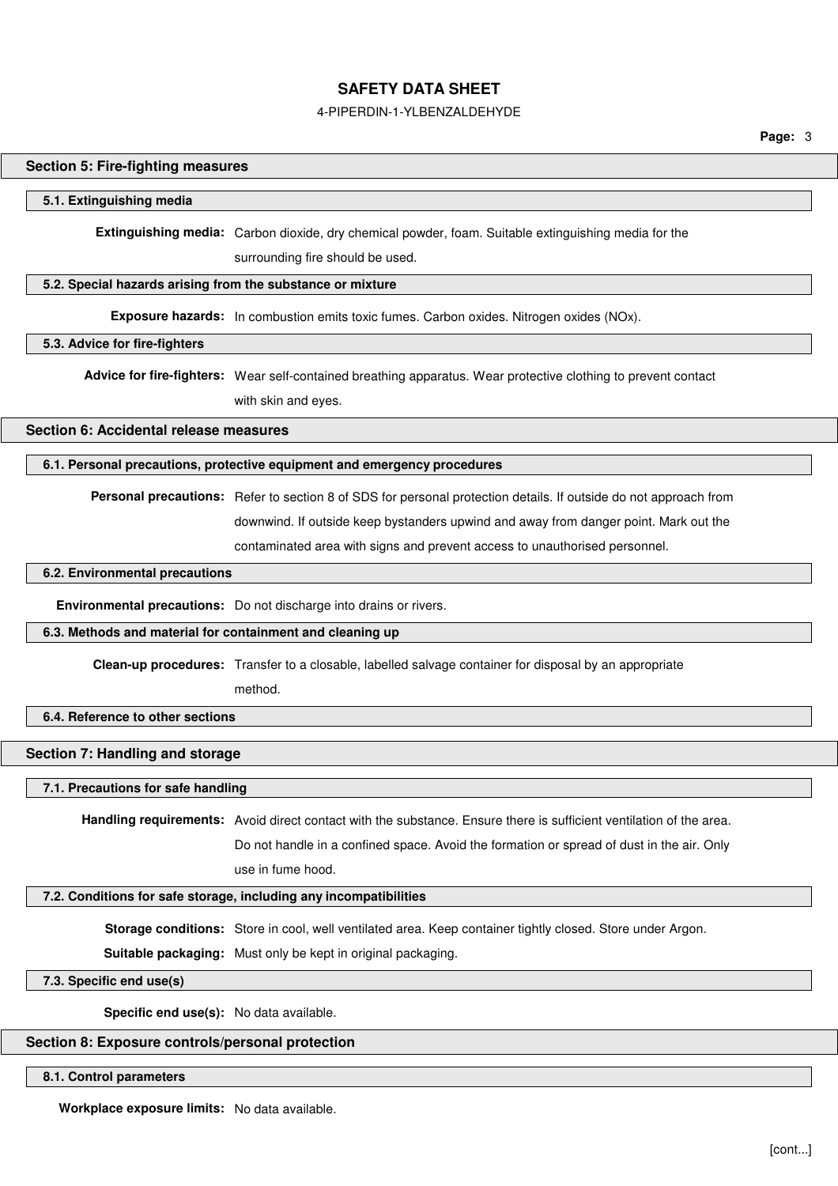## Section 5: Fire-fighting measures

### 5.1. Extinguishing media

**Extinguishing media:** Carbon dioxide, dry chemical powder, foam. Suitable extinguishing media for the surrounding fire should be used.

### 5.2. Special hazards arising from the substance or mixture

**Exposure hazards:** In combustion emits toxic fumes. Carbon oxides. Nitrogen oxides (NOx).

### 5.3. Advice for fire-fighters

**Advice for fire-fighters:** Wear self-contained breathing apparatus. Wear protective clothing to prevent contact with skin and eyes.

## Section 6: Accidental release measures

### 6.1. Personal precautions, protective equipment and emergency procedures

**Personal precautions:** Refer to section 8 of SDS for personal protection details. If outside do not approach from downwind. If outside keep bystanders upwind and away from danger point. Mark out the contaminated area with signs and prevent access to unauthorised personnel.

### 6.2. Environmental precautions

**Environmental precautions:** Do not discharge into drains or rivers.

### 6.3. Methods and material for containment and cleaning up

**Clean-up procedures:** Transfer to a closable, labelled salvage container for disposal by an appropriate method.

### 6.4. Reference to other sections

## Section 7: Handling and storage

### 7.1. Precautions for safe handling

**Handling requirements:** Avoid direct contact with the substance. Ensure there is sufficient ventilation of the area. Do not handle in a confined space. Avoid the formation or spread of dust in the air. Only use in fume hood.

### 7.2. Conditions for safe storage, including any incompatibilities

**Storage conditions:** Store in cool, well ventilated area. Keep container tightly closed. Store under Argon.

**Suitable packaging:** Must only be kept in original packaging.

### 7.3. Specific end use(s)

**Specific end use(s):** No data available.

## Section 8: Exposure controls/personal protection

### 8.1. Control parameters

**Workplace exposure limits:** No data available.

[cont...]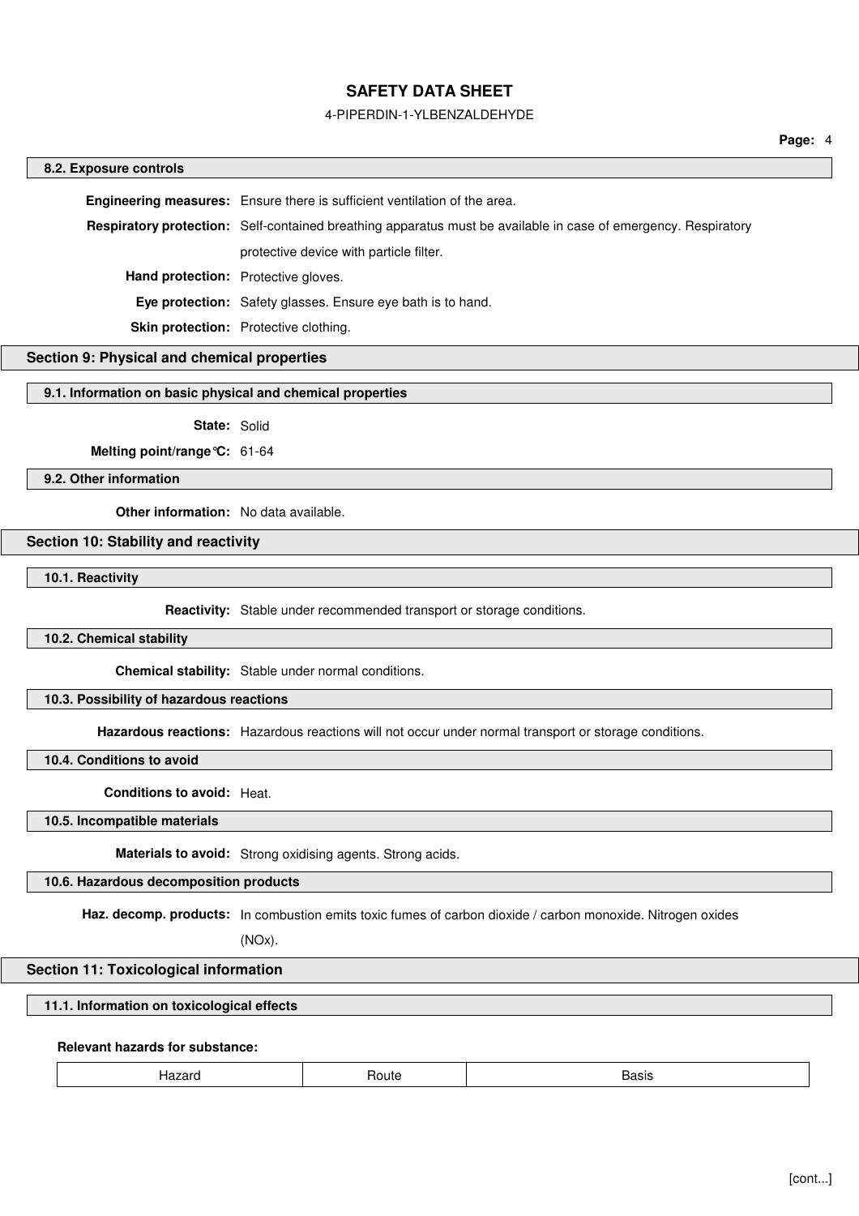### 8.2. Exposure controls

**Engineering measures:** Ensure there is sufficient ventilation of the area.

**Respiratory protection:** Self-contained breathing apparatus must be available in case of emergency. Respiratory protective device with particle filter.

**Hand protection:** Protective gloves.

**Eye protection:** Safety glasses. Ensure eye bath is to hand.

**Skin protection:** Protective clothing.

## Section 9: Physical and chemical properties

### 9.1. Information on basic physical and chemical properties

**State:** Solid

**Melting point/range°C:** 61-64

### 9.2. Other information

**Other information:** No data available.

## Section 10: Stability and reactivity

### 10.1. Reactivity

**Reactivity:** Stable under recommended transport or storage conditions.

### 10.2. Chemical stability

**Chemical stability:** Stable under normal conditions.

### 10.3. Possibility of hazardous reactions

**Hazardous reactions:** Hazardous reactions will not occur under normal transport or storage conditions.

### 10.4. Conditions to avoid

**Conditions to avoid:** Heat.

### 10.5. Incompatible materials

**Materials to avoid:** Strong oxidising agents. Strong acids.

### 10.6. Hazardous decomposition products

**Haz. decomp. products:** In combustion emits toxic fumes of carbon dioxide / carbon monoxide. Nitrogen oxides (NOx).

## Section 11: Toxicological information

### 11.1. Information on toxicological effects

**Relevant hazards for substance:**

| Hazard | Route | Basis |
|---|---|---|

[cont...]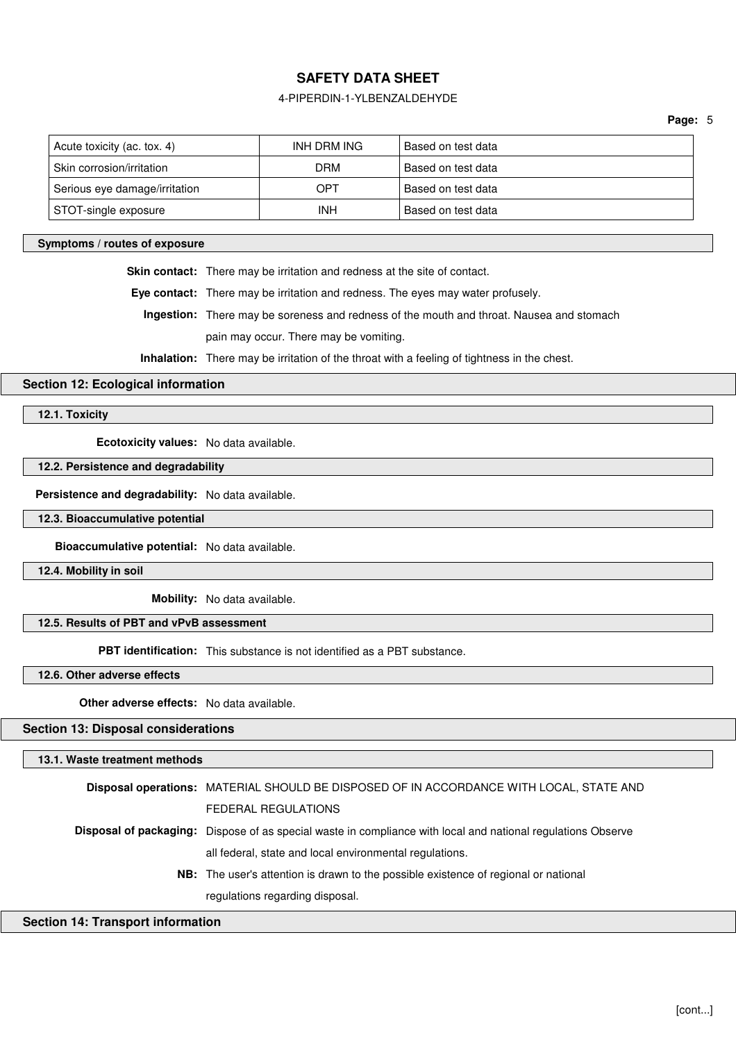| Acute toxicity (ac. tox. 4) | INH DRM ING | Based on test data |
|---|---|---|
| Skin corrosion/irritation | DRM | Based on test data |
| Serious eye damage/irritation | OPT | Based on test data |
| STOT-single exposure | INH | Based on test data |

### Symptoms / routes of exposure

**Skin contact:** There may be irritation and redness at the site of contact.

**Eye contact:** There may be irritation and redness. The eyes may water profusely.

**Ingestion:** There may be soreness and redness of the mouth and throat. Nausea and stomach pain may occur. There may be vomiting.

**Inhalation:** There may be irritation of the throat with a feeling of tightness in the chest.

## Section 12: Ecological information

### 12.1. Toxicity

**Ecotoxicity values:** No data available.

### 12.2. Persistence and degradability

**Persistence and degradability:** No data available.

### 12.3. Bioaccumulative potential

**Bioaccumulative potential:** No data available.

### 12.4. Mobility in soil

**Mobility:** No data available.

### 12.5. Results of PBT and vPvB assessment

**PBT identification:** This substance is not identified as a PBT substance.

### 12.6. Other adverse effects

**Other adverse effects:** No data available.

## Section 13: Disposal considerations

### 13.1. Waste treatment methods

**Disposal operations:** MATERIAL SHOULD BE DISPOSED OF IN ACCORDANCE WITH LOCAL, STATE AND FEDERAL REGULATIONS

**Disposal of packaging:** Dispose of as special waste in compliance with local and national regulations Observe all federal, state and local environmental regulations.

**NB:** The user's attention is drawn to the possible existence of regional or national regulations regarding disposal.

## Section 14: Transport information

[cont...]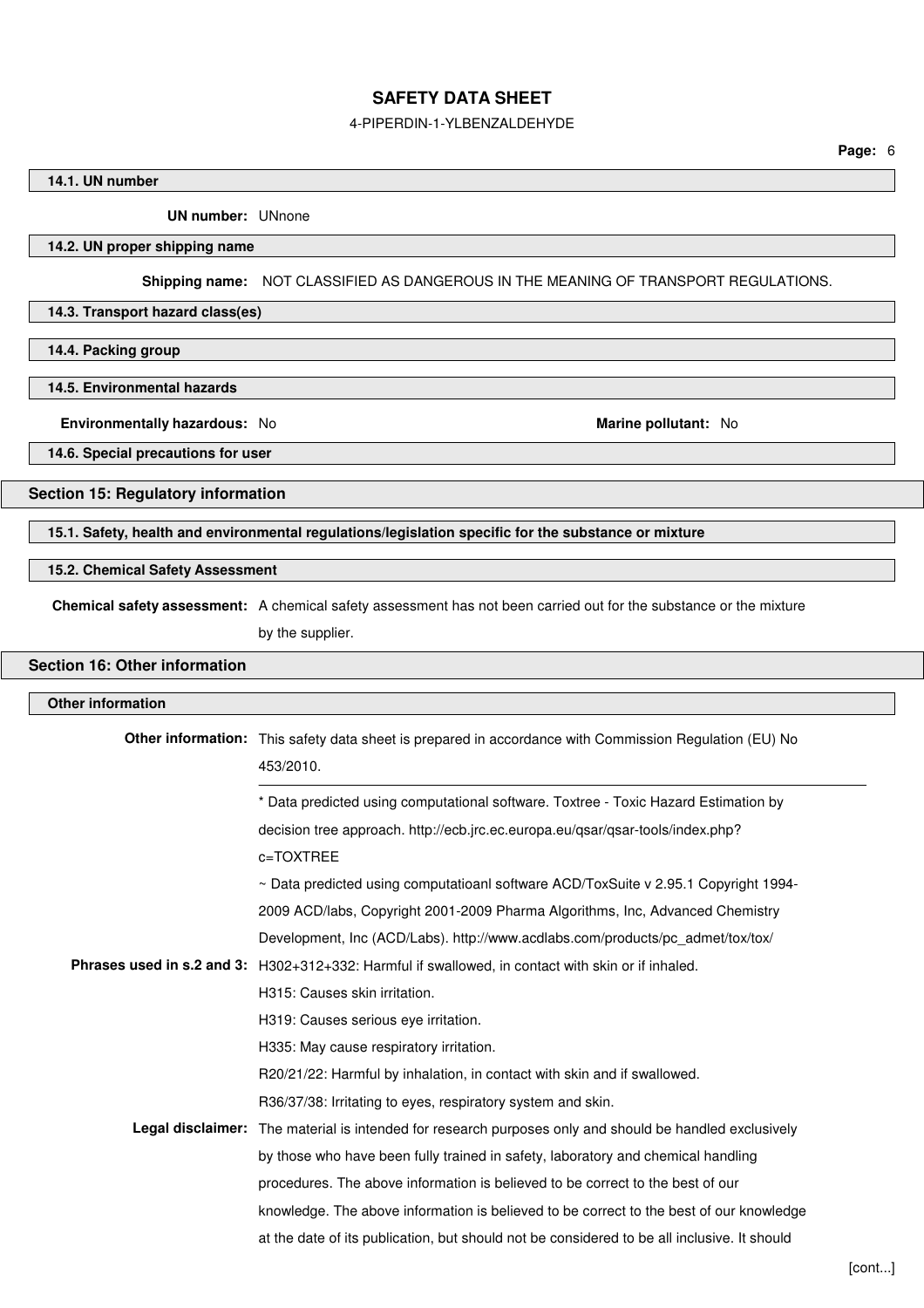#### 14.1. UN number

**UN number:** UNnone

#### 14.2. UN proper shipping name

**Shipping name:** NOT CLASSIFIED AS DANGEROUS IN THE MEANING OF TRANSPORT REGULATIONS.

#### 14.3. Transport hazard class(es)

#### 14.4. Packing group

#### 14.5. Environmental hazards

**Environmentally hazardous:** No

**Marine pollutant:** No

#### 14.6. Special precautions for user

## Section 15: Regulatory information

#### 15.1. Safety, health and environmental regulations/legislation specific for the substance or mixture

#### 15.2. Chemical Safety Assessment

**Chemical safety assessment:** A chemical safety assessment has not been carried out for the substance or the mixture by the supplier.

## Section 16: Other information

#### Other information

**Other information:** This safety data sheet is prepared in accordance with Commission Regulation (EU) No 453/2010.

---

* Data predicted using computational software. Toxtree - Toxic Hazard Estimation by decision tree approach. http://ecb.jrc.ec.europa.eu/qsar/qsar-tools/index.php?c=TOXTREE

~ Data predicted using computatioanl software ACD/ToxSuite v 2.95.1 Copyright 1994-2009 ACD/labs, Copyright 2001-2009 Pharma Algorithms, Inc, Advanced Chemistry Development, Inc (ACD/Labs). http://www.acdlabs.com/products/pc_admet/tox/tox/

**Phrases used in s.2 and 3:** H302+312+332: Harmful if swallowed, in contact with skin or if inhaled.

H315: Causes skin irritation.

H319: Causes serious eye irritation.

H335: May cause respiratory irritation.

R20/21/22: Harmful by inhalation, in contact with skin and if swallowed.

R36/37/38: Irritating to eyes, respiratory system and skin.

**Legal disclaimer:** The material is intended for research purposes only and should be handled exclusively by those who have been fully trained in safety, laboratory and chemical handling procedures. The above information is believed to be correct to the best of our knowledge. The above information is believed to be correct to the best of our knowledge at the date of its publication, but should not be considered to be all inclusive. It should

[cont...]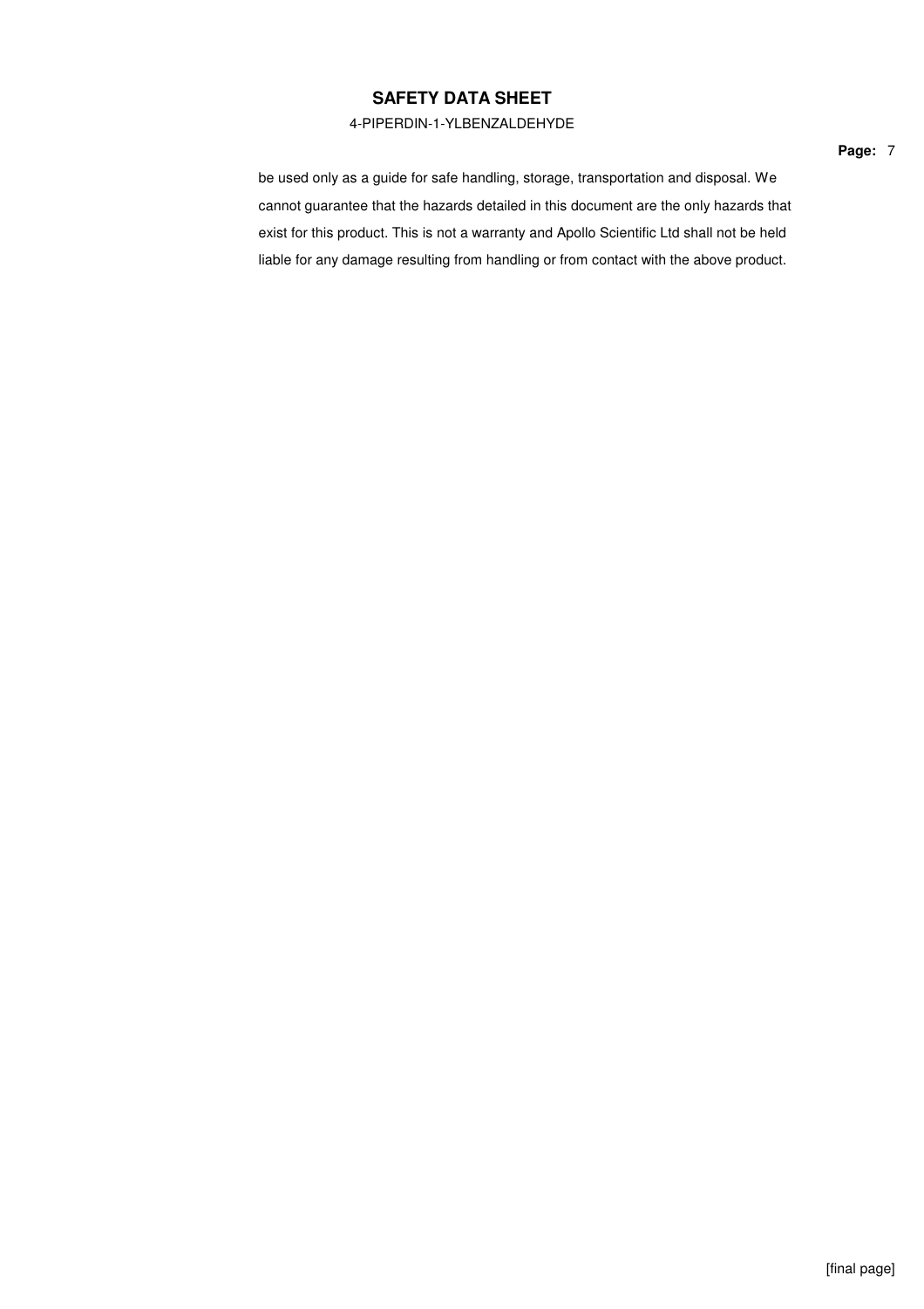be used only as a guide for safe handling, storage, transportation and disposal. We cannot guarantee that the hazards detailed in this document are the only hazards that exist for this product. This is not a warranty and Apollo Scientific Ltd shall not be held liable for any damage resulting from handling or from contact with the above product.

[final page]